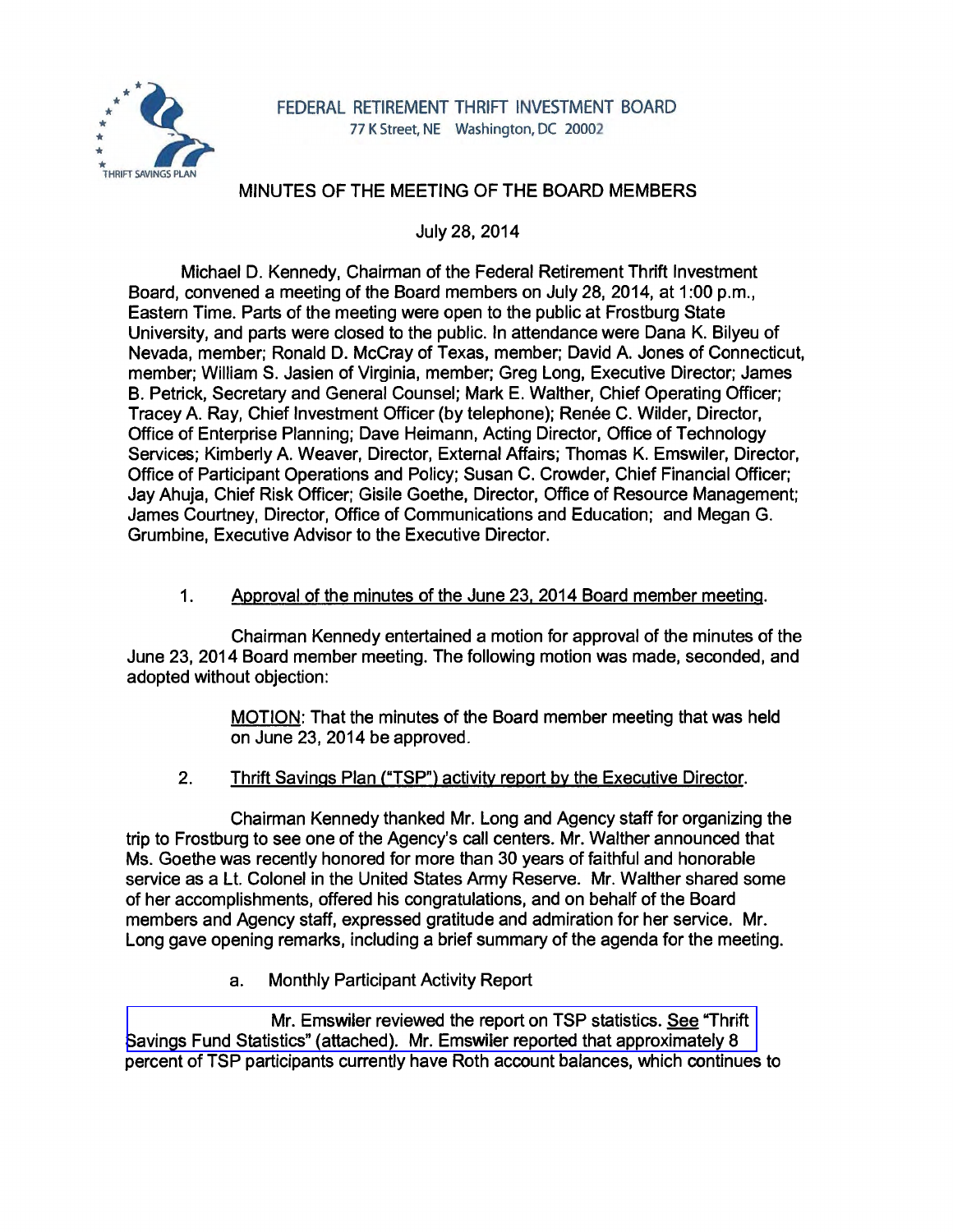FEDERAL RETIREMENT THRIFT INVESTMENT BOARD
77 K Street, NE Washington, DC 20002

# MINUTES OF THE MEETING OF THE BOARD MEMBERS

July 28, 2014

Michael D. Kennedy, Chairman of the Federal Retirement Thrift Investment Board, convened a meeting of the Board members on July 28, 2014, at 1:00 p.m., Eastern Time. Parts of the meeting were open to the public at Frostburg State University, and parts were closed to the public. In attendance were Dana K. Bilyeu of Nevada, member; Ronald D. McCray of Texas, member; David A. Jones of Connecticut, member; William S. Jasien of Virginia, member; Greg Long, Executive Director; James B. Petrick, Secretary and General Counsel; Mark E. Walther, Chief Operating Officer; Tracey A. Ray, Chief Investment Officer (by telephone); Renée C. Wilder, Director, Office of Enterprise Planning; Dave Heimann, Acting Director, Office of Technology Services; Kimberly A. Weaver, Director, External Affairs; Thomas K. Emswiler, Director, Office of Participant Operations and Policy; Susan C. Crowder, Chief Financial Officer; Jay Ahuja, Chief Risk Officer; Gisile Goethe, Director, Office of Resource Management; James Courtney, Director, Office of Communications and Education; and Megan G. Grumbine, Executive Advisor to the Executive Director.

1. Approval of the minutes of the June 23, 2014 Board member meeting.

Chairman Kennedy entertained a motion for approval of the minutes of the June 23, 2014 Board member meeting. The following motion was made, seconded, and adopted without objection:

> MOTION: That the minutes of the Board member meeting that was held on June 23, 2014 be approved.

2. Thrift Savings Plan ("TSP") activity report by the Executive Director.

Chairman Kennedy thanked Mr. Long and Agency staff for organizing the trip to Frostburg to see one of the Agency's call centers. Mr. Walther announced that Ms. Goethe was recently honored for more than 30 years of faithful and honorable service as a Lt. Colonel in the United States Army Reserve. Mr. Walther shared some of her accomplishments, offered his congratulations, and on behalf of the Board members and Agency staff, expressed gratitude and admiration for her service. Mr. Long gave opening remarks, including a brief summary of the agenda for the meeting.

a. Monthly Participant Activity Report

Mr. Emswiler reviewed the report on TSP statistics. See "Thrift Savings Fund Statistics" (attached). Mr. Emswiler reported that approximately 8 percent of TSP participants currently have Roth account balances, which continues to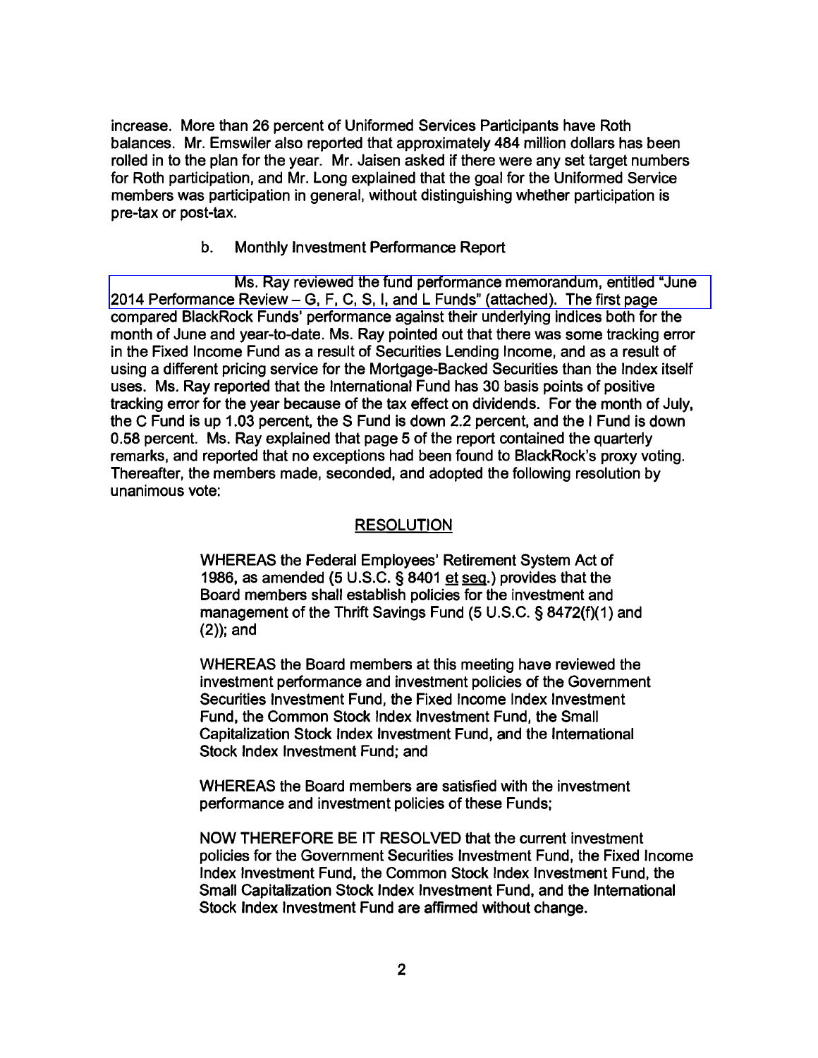increase. More than 26 percent of Uniformed Services Participants have Roth balances. Mr. Emswiler also reported that approximately 484 million dollars has been rolled in to the plan for the year. Mr. Jaisen asked if there were any set target numbers for Roth participation, and Mr. Long explained that the goal for the Uniformed Service members was participation in general, without distinguishing whether participation is pre-tax or post-tax.

b. Monthly Investment Performance Report

Ms. Ray reviewed the fund performance memorandum, entitled "June 2014 Performance Review – G, F, C, S, I, and L Funds" (attached). The first page compared BlackRock Funds' performance against their underlying indices both for the month of June and year-to-date. Ms. Ray pointed out that there was some tracking error in the Fixed Income Fund as a result of Securities Lending Income, and as a result of using a different pricing service for the Mortgage-Backed Securities than the Index itself uses. Ms. Ray reported that the International Fund has 30 basis points of positive tracking error for the year because of the tax effect on dividends. For the month of July, the C Fund is up 1.03 percent, the S Fund is down 2.2 percent, and the I Fund is down 0.58 percent. Ms. Ray explained that page 5 of the report contained the quarterly remarks, and reported that no exceptions had been found to BlackRock's proxy voting. Thereafter, the members made, seconded, and adopted the following resolution by unanimous vote:

## RESOLUTION

WHEREAS the Federal Employees' Retirement System Act of 1986, as amended (5 U.S.C. § 8401 et seq.) provides that the Board members shall establish policies for the investment and management of the Thrift Savings Fund (5 U.S.C. § 8472(f)(1) and (2)); and

WHEREAS the Board members at this meeting have reviewed the investment performance and investment policies of the Government Securities Investment Fund, the Fixed Income Index Investment Fund, the Common Stock Index Investment Fund, the Small Capitalization Stock Index Investment Fund, and the International Stock Index Investment Fund; and

WHEREAS the Board members are satisfied with the investment performance and investment policies of these Funds;

NOW THEREFORE BE IT RESOLVED that the current investment policies for the Government Securities Investment Fund, the Fixed Income Index Investment Fund, the Common Stock Index Investment Fund, the Small Capitalization Stock Index Investment Fund, and the International Stock Index Investment Fund are affirmed without change.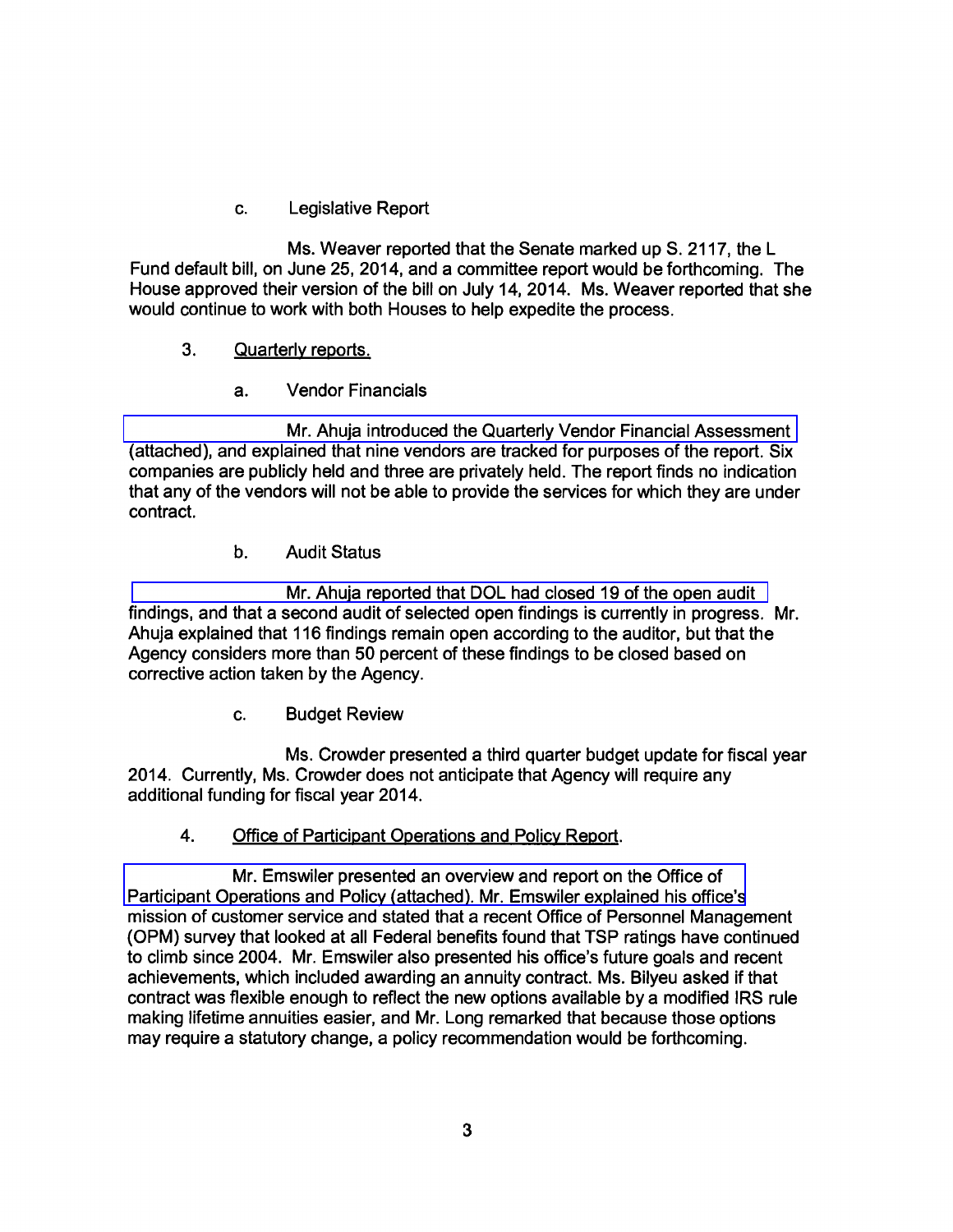c. Legislative Report

Ms. Weaver reported that the Senate marked up S. 2117, the L Fund default bill, on June 25, 2014, and a committee report would be forthcoming. The House approved their version of the bill on July 14, 2014. Ms. Weaver reported that she would continue to work with both Houses to help expedite the process.

3. Quarterly reports.

a. Vendor Financials

Mr. Ahuja introduced the Quarterly Vendor Financial Assessment (attached), and explained that nine vendors are tracked for purposes of the report. Six companies are publicly held and three are privately held. The report finds no indication that any of the vendors will not be able to provide the services for which they are under contract.

b. Audit Status

Mr. Ahuja reported that DOL had closed 19 of the open audit findings, and that a second audit of selected open findings is currently in progress. Mr. Ahuja explained that 116 findings remain open according to the auditor, but that the Agency considers more than 50 percent of these findings to be closed based on corrective action taken by the Agency.

c. Budget Review

Ms. Crowder presented a third quarter budget update for fiscal year 2014. Currently, Ms. Crowder does not anticipate that Agency will require any additional funding for fiscal year 2014.

4. Office of Participant Operations and Policy Report.

Mr. Emswiler presented an overview and report on the Office of Participant Operations and Policy (attached). Mr. Emswiler explained his office's mission of customer service and stated that a recent Office of Personnel Management (OPM) survey that looked at all Federal benefits found that TSP ratings have continued to climb since 2004. Mr. Emswiler also presented his office's future goals and recent achievements, which included awarding an annuity contract. Ms. Bilyeu asked if that contract was flexible enough to reflect the new options available by a modified IRS rule making lifetime annuities easier, and Mr. Long remarked that because those options may require a statutory change, a policy recommendation would be forthcoming.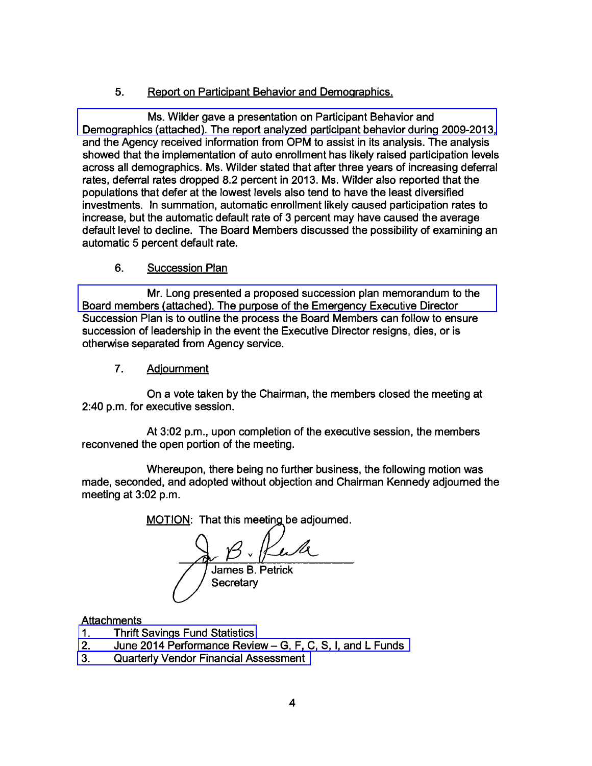5. Report on Participant Behavior and Demographics.

Ms. Wilder gave a presentation on Participant Behavior and Demographics (attached). The report analyzed participant behavior during 2009-2013, and the Agency received information from OPM to assist in its analysis. The analysis showed that the implementation of auto enrollment has likely raised participation levels across all demographics. Ms. Wilder stated that after three years of increasing deferral rates, deferral rates dropped 8.2 percent in 2013. Ms. Wilder also reported that the populations that defer at the lowest levels also tend to have the least diversified investments. In summation, automatic enrollment likely caused participation rates to increase, but the automatic default rate of 3 percent may have caused the average default level to decline. The Board Members discussed the possibility of examining an automatic 5 percent default rate.

6. Succession Plan

Mr. Long presented a proposed succession plan memorandum to the Board members (attached). The purpose of the Emergency Executive Director Succession Plan is to outline the process the Board Members can follow to ensure succession of leadership in the event the Executive Director resigns, dies, or is otherwise separated from Agency service.

7. Adjournment

On a vote taken by the Chairman, the members closed the meeting at 2:40 p.m. for executive session.

At 3:02 p.m., upon completion of the executive session, the members reconvened the open portion of the meeting.

Whereupon, there being no further business, the following motion was made, seconded, and adopted without objection and Chairman Kennedy adjourned the meeting at 3:02 p.m.

MOTION: That this meeting be adjourned.

James B. Petrick
Secretary

Attachments
1. Thrift Savings Fund Statistics
2. June 2014 Performance Review – G, F, C, S, I, and L Funds
3. Quarterly Vendor Financial Assessment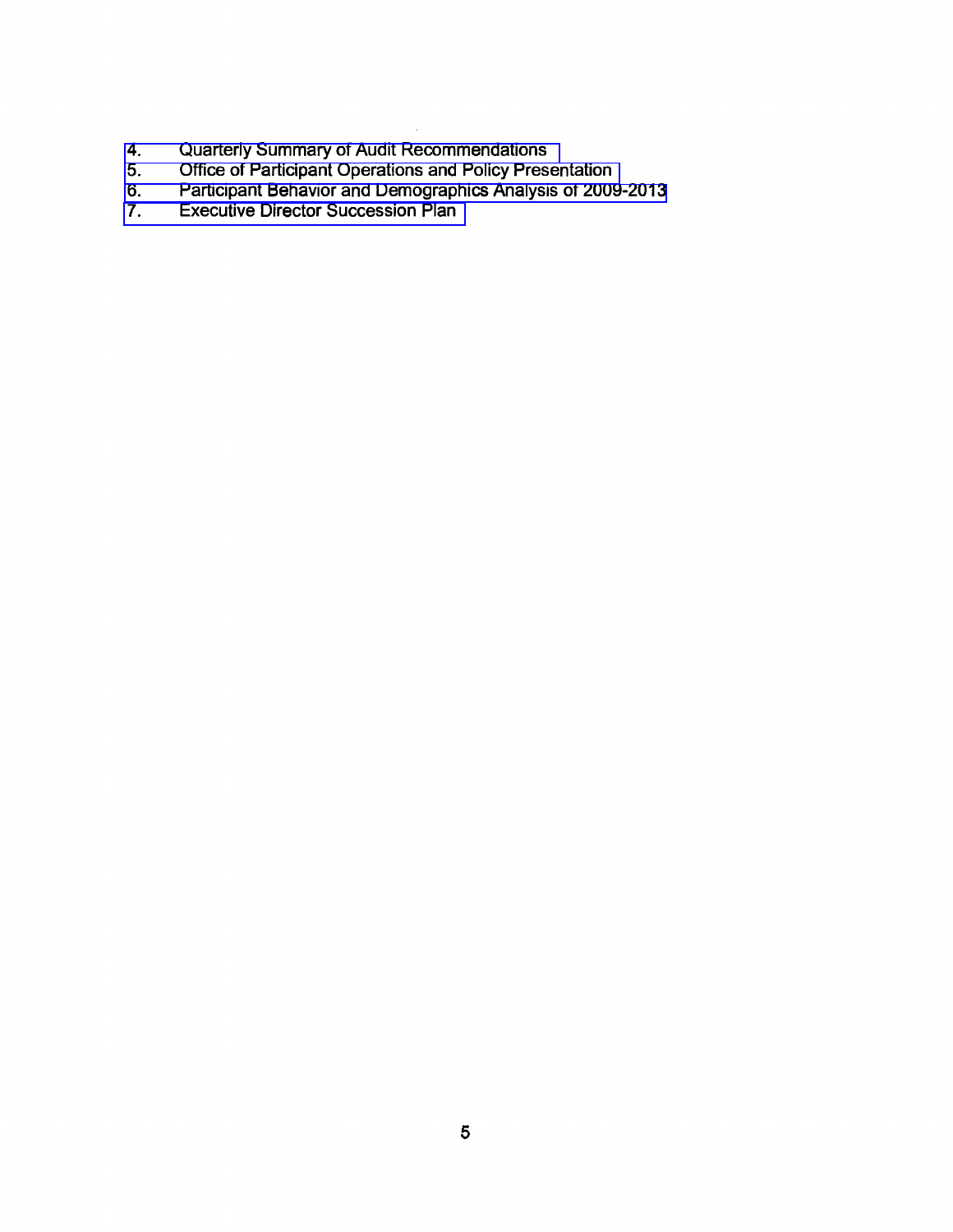4. Quarterly Summary of Audit Recommendations
5. Office of Participant Operations and Policy Presentation
6. Participant Behavior and Demographics Analysis of 2009-2013
7. Executive Director Succession Plan